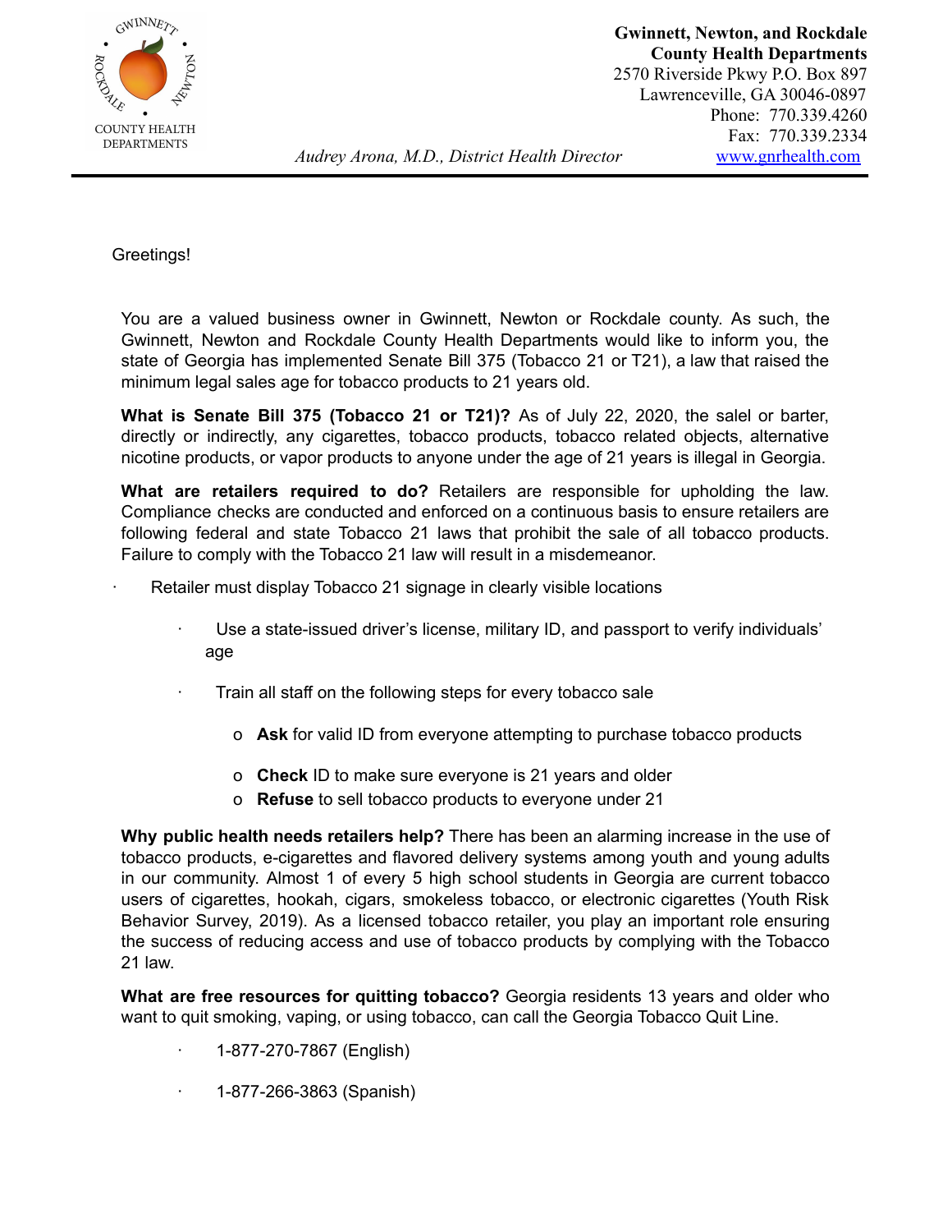COUNTY HEALTH DEPARTMENTS

**Gwinnett, Newton, and Rockdale County Health Departments**
2570 Riverside Pkwy P.O. Box 897
Lawrenceville, GA 30046-0897
Phone: 770.339.4260
Fax: 770.339.2334
www.gnrhealth.com

*Audrey Arona, M.D., District Health Director*

---

Greetings!

You are a valued business owner in Gwinnett, Newton or Rockdale county. As such, the Gwinnett, Newton and Rockdale County Health Departments would like to inform you, the state of Georgia has implemented Senate Bill 375 (Tobacco 21 or T21), a law that raised the minimum legal sales age for tobacco products to 21 years old.

**What is Senate Bill 375 (Tobacco 21 or T21)?** As of July 22, 2020, the salel or barter, directly or indirectly, any cigarettes, tobacco products, tobacco related objects, alternative nicotine products, or vapor products to anyone under the age of 21 years is illegal in Georgia.

**What are retailers required to do?** Retailers are responsible for upholding the law. Compliance checks are conducted and enforced on a continuous basis to ensure retailers are following federal and state Tobacco 21 laws that prohibit the sale of all tobacco products. Failure to comply with the Tobacco 21 law will result in a misdemeanor.

- Retailer must display Tobacco 21 signage in clearly visible locations
  - Use a state-issued driver's license, military ID, and passport to verify individuals' age
  - Train all staff on the following steps for every tobacco sale
    - **Ask** for valid ID from everyone attempting to purchase tobacco products
    - **Check** ID to make sure everyone is 21 years and older
    - **Refuse** to sell tobacco products to everyone under 21

**Why public health needs retailers help?** There has been an alarming increase in the use of tobacco products, e-cigarettes and flavored delivery systems among youth and young adults in our community. Almost 1 of every 5 high school students in Georgia are current tobacco users of cigarettes, hookah, cigars, smokeless tobacco, or electronic cigarettes (Youth Risk Behavior Survey, 2019). As a licensed tobacco retailer, you play an important role ensuring the success of reducing access and use of tobacco products by complying with the Tobacco 21 law.

**What are free resources for quitting tobacco?** Georgia residents 13 years and older who want to quit smoking, vaping, or using tobacco, can call the Georgia Tobacco Quit Line.

- 1-877-270-7867 (English)
- 1-877-266-3863 (Spanish)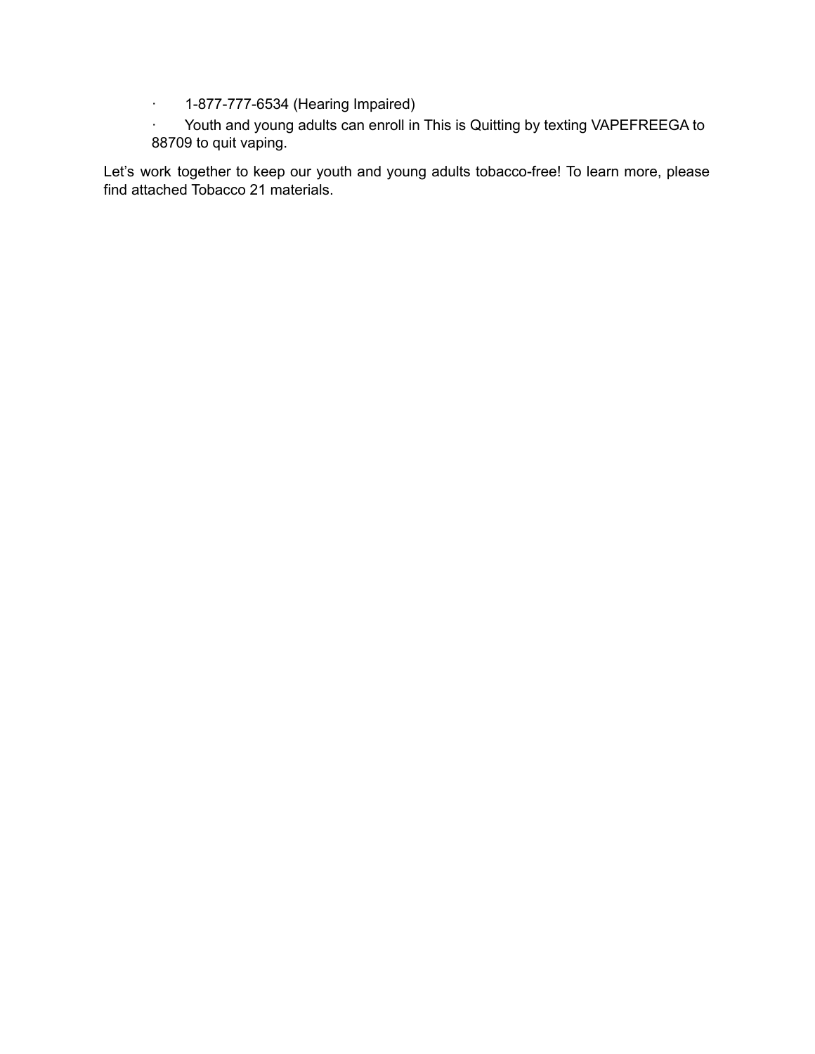- 1-877-777-6534 (Hearing Impaired)
- Youth and young adults can enroll in This is Quitting by texting VAPEFREEGA to 88709 to quit vaping.

Let's work together to keep our youth and young adults tobacco-free! To learn more, please find attached Tobacco 21 materials.